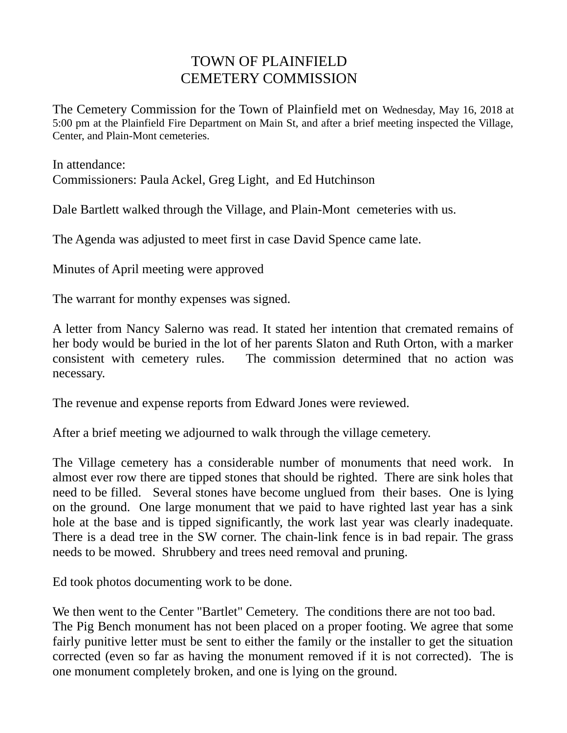# TOWN OF PLAINFIELD
# CEMETERY COMMISSION

The Cemetery Commission for the Town of Plainfield met on Wednesday, May 16, 2018 at 5:00 pm at the Plainfield Fire Department on Main St, and after a brief meeting inspected the Village, Center, and Plain-Mont cemeteries.

In attendance:
Commissioners: Paula Ackel, Greg Light, and Ed Hutchinson

Dale Bartlett walked through the Village, and Plain-Mont cemeteries with us.

The Agenda was adjusted to meet first in case David Spence came late.

Minutes of April meeting were approved

The warrant for monthy expenses was signed.

A letter from Nancy Salerno was read. It stated her intention that cremated remains of her body would be buried in the lot of her parents Slaton and Ruth Orton, with a marker consistent with cemetery rules. The commission determined that no action was necessary.

The revenue and expense reports from Edward Jones were reviewed.

After a brief meeting we adjourned to walk through the village cemetery.

The Village cemetery has a considerable number of monuments that need work. In almost ever row there are tipped stones that should be righted. There are sink holes that need to be filled. Several stones have become unglued from their bases. One is lying on the ground. One large monument that we paid to have righted last year has a sink hole at the base and is tipped significantly, the work last year was clearly inadequate. There is a dead tree in the SW corner. The chain-link fence is in bad repair. The grass needs to be mowed. Shrubbery and trees need removal and pruning.

Ed took photos documenting work to be done.

We then went to the Center "Bartlet" Cemetery. The conditions there are not too bad.
The Pig Bench monument has not been placed on a proper footing. We agree that some fairly punitive letter must be sent to either the family or the installer to get the situation corrected (even so far as having the monument removed if it is not corrected). The is one monument completely broken, and one is lying on the ground.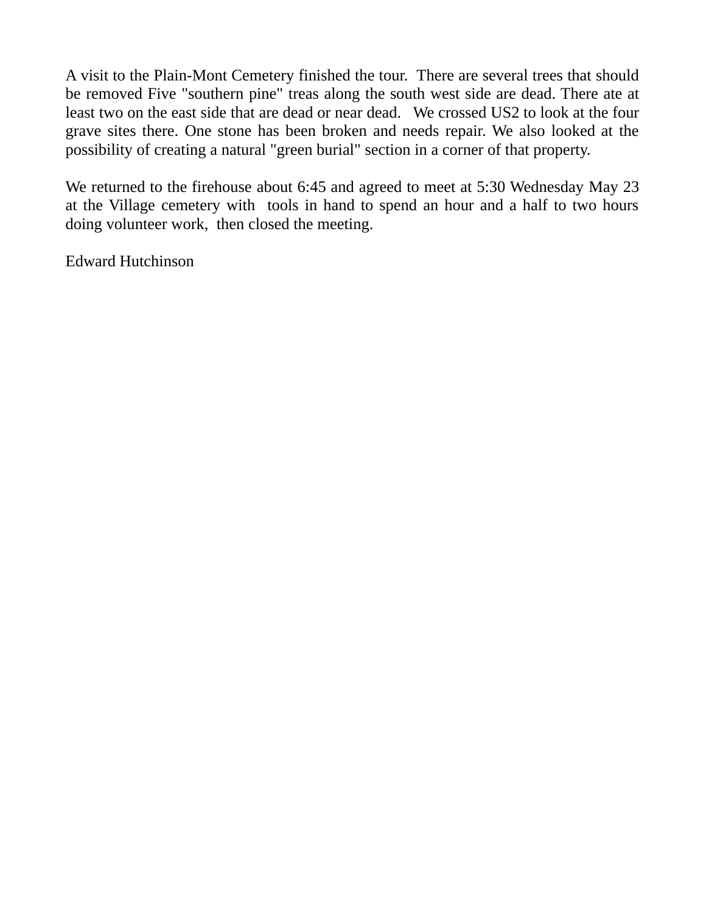A visit to the Plain-Mont Cemetery finished the tour. There are several trees that should be removed Five "southern pine" treas along the south west side are dead. There ate at least two on the east side that are dead or near dead. We crossed US2 to look at the four grave sites there. One stone has been broken and needs repair. We also looked at the possibility of creating a natural "green burial" section in a corner of that property.

We returned to the firehouse about 6:45 and agreed to meet at 5:30 Wednesday May 23 at the Village cemetery with tools in hand to spend an hour and a half to two hours doing volunteer work, then closed the meeting.

Edward Hutchinson